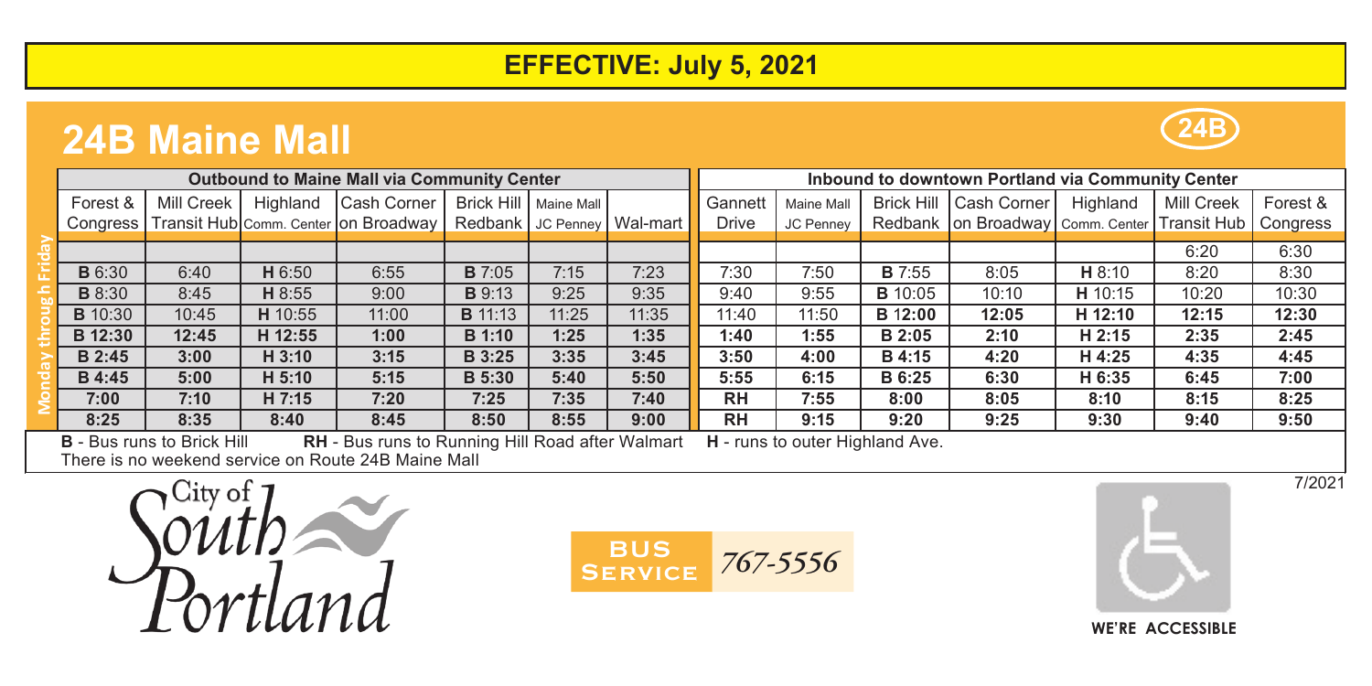**EFFECTIVE: July 5, 2021**

# 24B Maine Mall

24B

**Monday through Friday**

| Outbound to Maine Mall via Community Center | | | | | | | Inbound to downtown Portland via Community Center | | | | | | |
|---|---|---|---|---|---|---|---|---|---|---|---|---|---|
| Forest & Congress | Mill Creek Transit Hub | Highland Comm. Center | Cash Corner on Broadway | Brick Hill Redbank | Maine Mall JC Penney | Wal-mart | Gannett Drive | Maine Mall JC Penney | Brick Hill Redbank | Cash Corner on Broadway | Highland Comm. Center | Mill Creek Transit Hub | Forest & Congress |
| | | | | | | | | | | | | 6:20 | 6:30 |
| **B** 6:30 | 6:40 | **H** 6:50 | 6:55 | **B** 7:05 | 7:15 | 7:23 | 7:30 | 7:50 | **B** 7:55 | 8:05 | **H** 8:10 | 8:20 | 8:30 |
| **B** 8:30 | 8:45 | **H** 8:55 | 9:00 | **B** 9:13 | 9:25 | 9:35 | 9:40 | 9:55 | **B** 10:05 | 10:10 | **H** 10:15 | 10:20 | 10:30 |
| **B** 10:30 | 10:45 | **H** 10:55 | 11:00 | **B** 11:13 | 11:25 | 11:35 | 11:40 | 11:50 | **B 12:00** | **12:05** | **H 12:10** | **12:15** | **12:30** |
| **B 12:30** | **12:45** | **H 12:55** | **1:00** | **B 1:10** | **1:25** | **1:35** | **1:40** | **1:55** | **B 2:05** | **2:10** | **H 2:15** | **2:35** | **2:45** |
| **B 2:45** | **3:00** | **H 3:10** | **3:15** | **B 3:25** | **3:35** | **3:45** | **3:50** | **4:00** | **B 4:15** | **4:20** | **H 4:25** | **4:35** | **4:45** |
| **B 4:45** | **5:00** | **H 5:10** | **5:15** | **B 5:30** | **5:40** | **5:50** | **5:55** | **6:15** | **B 6:25** | **6:30** | **H 6:35** | **6:45** | **7:00** |
| **7:00** | **7:10** | **H 7:15** | **7:20** | **7:25** | **7:35** | **7:40** | **RH** | **7:55** | **8:00** | **8:05** | **8:10** | **8:15** | **8:25** |
| **8:25** | **8:35** | **8:40** | **8:45** | **8:50** | **8:55** | **9:00** | **RH** | **9:15** | **9:20** | **9:25** | **9:30** | **9:40** | **9:50** |

**B** - Bus runs to Brick Hill **RH** - Bus runs to Running Hill Road after Walmart **H** - runs to outer Highland Ave.

There is no weekend service on Route 24B Maine Mall

7/2021

City of South Portland

BUS SERVICE *767-5556*

WE'RE ACCESSIBLE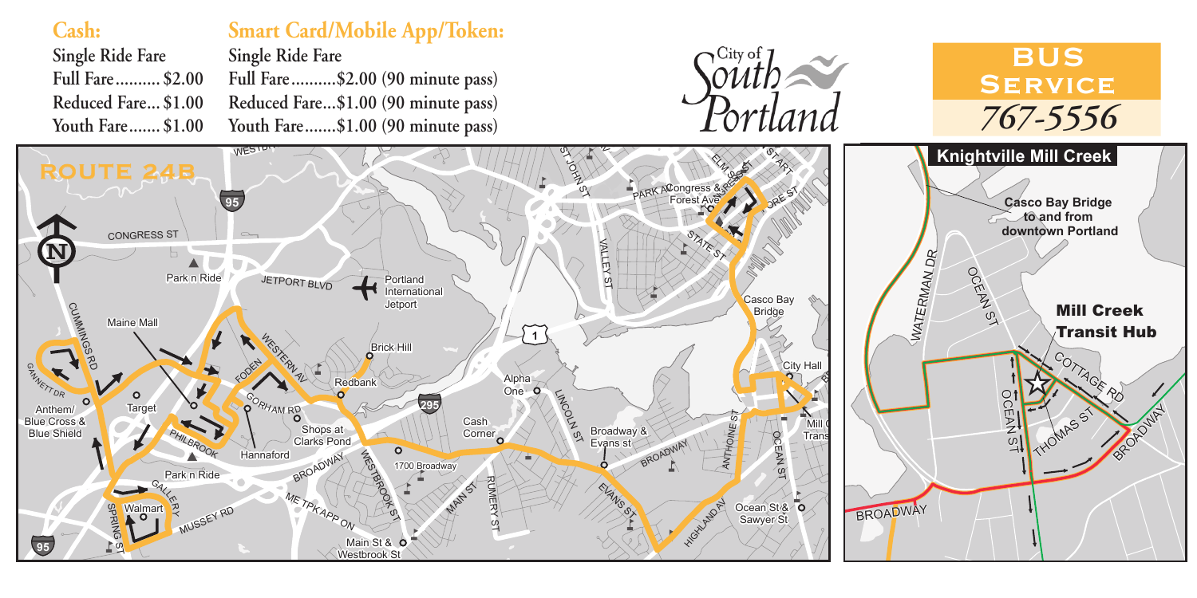## Cash:

Single Ride Fare
Full Fare.......... $2.00
Reduced Fare... $1.00
Youth Fare....... $1.00

## Smart Card/Mobile App/Token:

Single Ride Fare
Full Fare..........$2.00 (90 minute pass)
Reduced Fare...$1.00 (90 minute pass)
Youth Fare.......$1.00 (90 minute pass)

City of South Portland

# BUS SERVICE
## 767-5556

# ROUTE 24B

WESTBROOK
95
CONGRESS ST
N
Park n Ride
JETPORT BLVD
Portland International Jetport
CUMMINGS RD
Maine Mall
GANNETT DR
Anthem/ Blue Cross & Blue Shield
Target
PHILBROOK
Park n Ride
GALLERY
SPRING ST
Walmart
MUSSEY RD
95
FODEN
WESTERN AV
Brick Hill
Redbank
GORHAM RD
Shops at Clarks Pond
Hannaford
BROADWAY
WESTBROOK ST
ME TPK APP ON
Main St & Westbrook St
MAIN ST
RUMERY ST
1700 Broadway
Cash Corner
295
Alpha One
LINCOLN ST
1
ST JOHN ST
VALLEY ST
PARK AV
Congress & Forest Ave
ELM ST
STATE ST
FORE ST
Casco Bay Bridge
City Hall
Broadway & Evans st
BROADWAY
EVANS ST
HIGHLAND AV
ANTHOINE ST
OCEAN ST
Ocean St & Sawyer St
Mill Creek Trans

## Knightville Mill Creek

Casco Bay Bridge to and from downtown Portland
WATERMAN DR
OCEAN ST
Mill Creek Transit Hub
COTTAGE RD
OCEAN ST
THOMAS ST
BROADWAY
BROADWAY